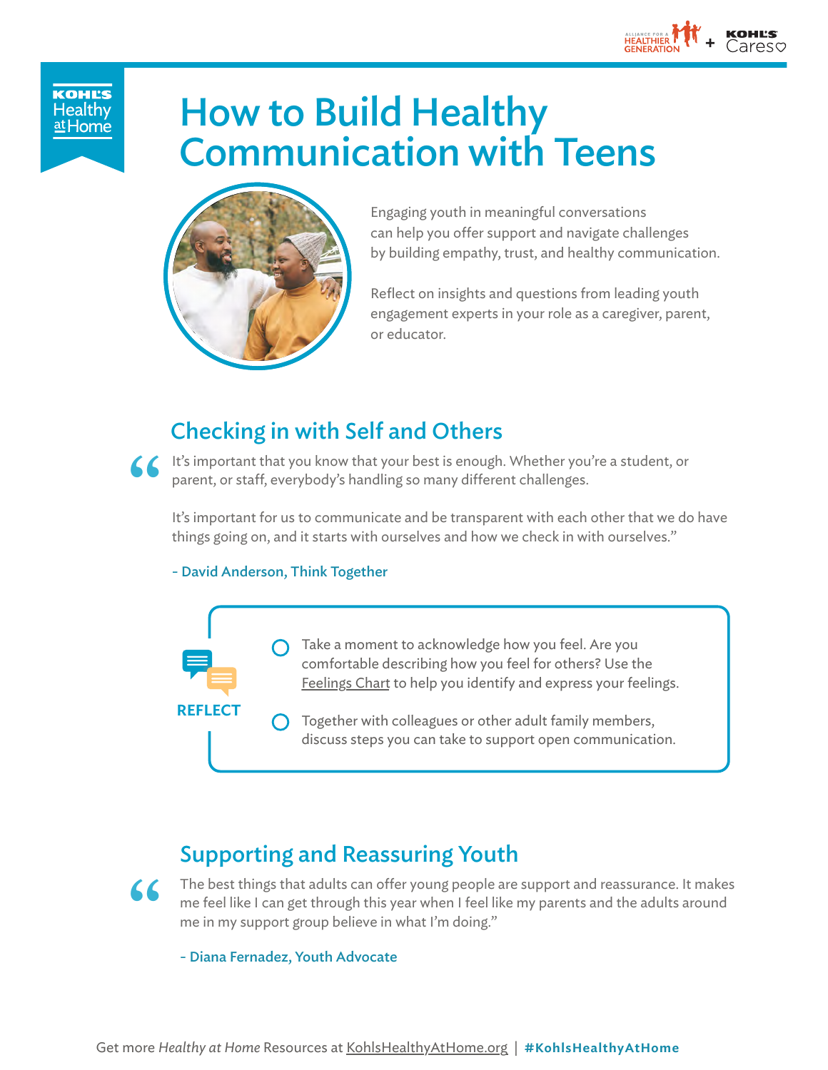Kohl's Healthy at Home

# How to Build Healthy Communication with Teens

Engaging youth in meaningful conversations can help you offer support and navigate challenges by building empathy, trust, and healthy communication.

Reflect on insights and questions from leading youth engagement experts in your role as a caregiver, parent, or educator.

## Checking in with Self and Others

"It's important that you know that your best is enough. Whether you're a student, or parent, or staff, everybody's handling so many different challenges.

It's important for us to communicate and be transparent with each other that we do have things going on, and it starts with ourselves and how we check in with ourselves."

**- David Anderson, Think Together**

**REFLECT**

- Take a moment to acknowledge how you feel. Are you comfortable describing how you feel for others? Use the Feelings Chart to help you identify and express your feelings.
- Together with colleagues or other adult family members, discuss steps you can take to support open communication.

## Supporting and Reassuring Youth

"The best things that adults can offer young people are support and reassurance. It makes me feel like I can get through this year when I feel like my parents and the adults around me in my support group believe in what I'm doing."

**- Diana Fernadez, Youth Advocate**

Get more *Healthy at Home* Resources at KohlsHealthyAtHome.org | **#KohlsHealthyAtHome**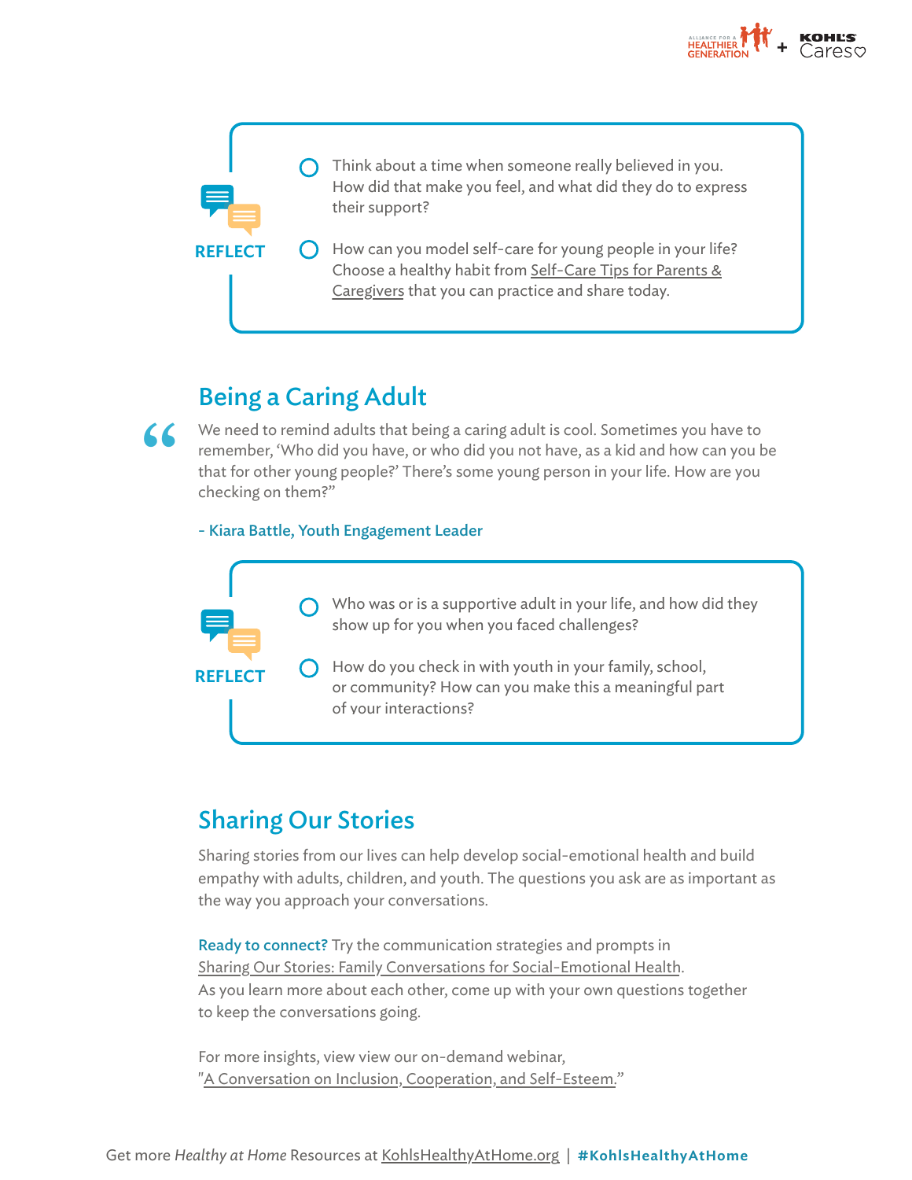**REFLECT**

- Think about a time when someone really believed in you. How did that make you feel, and what did they do to express their support?
- How can you model self-care for young people in your life? Choose a healthy habit from Self-Care Tips for Parents & Caregivers that you can practice and share today.

## Being a Caring Adult

"We need to remind adults that being a caring adult is cool. Sometimes you have to remember, 'Who did you have, or who did you not have, as a kid and how can you be that for other young people?' There's some young person in your life. How are you checking on them?"

**- Kiara Battle, Youth Engagement Leader**

**REFLECT**

- Who was or is a supportive adult in your life, and how did they show up for you when you faced challenges?
- How do you check in with youth in your family, school, or community? How can you make this a meaningful part of your interactions?

## Sharing Our Stories

Sharing stories from our lives can help develop social-emotional health and build empathy with adults, children, and youth. The questions you ask are as important as the way you approach your conversations.

**Ready to connect?** Try the communication strategies and prompts in Sharing Our Stories: Family Conversations for Social-Emotional Health. As you learn more about each other, come up with your own questions together to keep the conversations going.

For more insights, view view our on-demand webinar, "A Conversation on Inclusion, Cooperation, and Self-Esteem."

Get more *Healthy at Home* Resources at KohlsHealthyAtHome.org | **#KohlsHealthyAtHome**